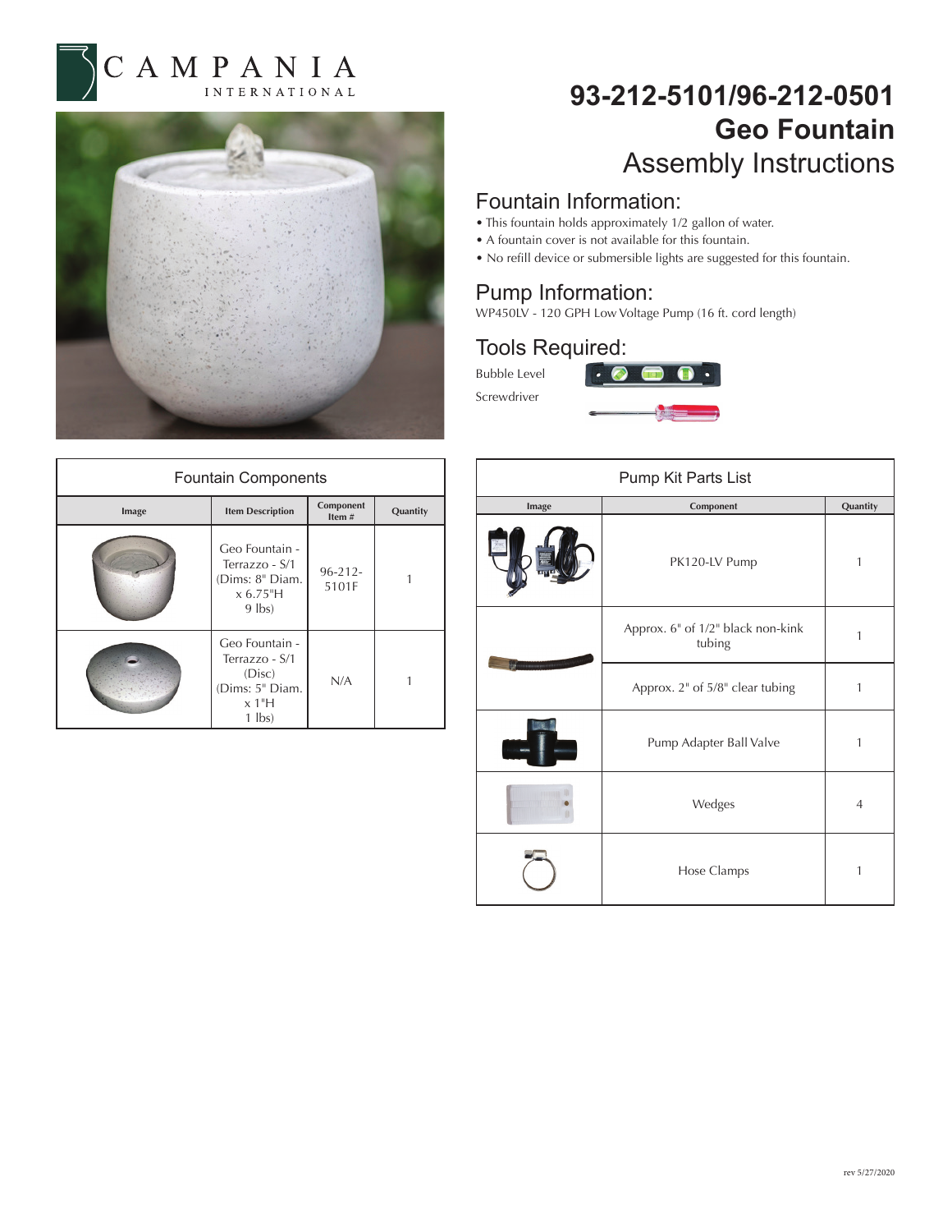CAMPANIA INTERNATIONAL

# 93-212-5101/96-212-0501
# Geo Fountain
## Assembly Instructions

## Fountain Information:

- This fountain holds approximately 1/2 gallon of water.
- A fountain cover is not available for this fountain.
- No refill device or submersible lights are suggested for this fountain.

## Pump Information:

WP450LV - 120 GPH Low Voltage Pump (16 ft. cord length)

## Tools Required:

Bubble Level

Screwdriver

### Fountain Components

| Image | Item Description | Component Item # | Quantity |
|---|---|---|---|
| | Geo Fountain - Terrazzo - S/1 (Dims: 8" Diam. x 6.75"H 9 lbs) | 96-212-5101F | 1 |
| | Geo Fountain - Terrazzo - S/1 (Disc) (Dims: 5" Diam. x 1"H 1 lbs) | N/A | 1 |

### Pump Kit Parts List

| Image | Component | Quantity |
|---|---|---|
| | PK120-LV Pump | 1 |
| | Approx. 6" of 1/2" black non-kink tubing | 1 |
| | Approx. 2" of 5/8" clear tubing | 1 |
| | Pump Adapter Ball Valve | 1 |
| | Wedges | 4 |
| | Hose Clamps | 1 |

rev 5/27/2020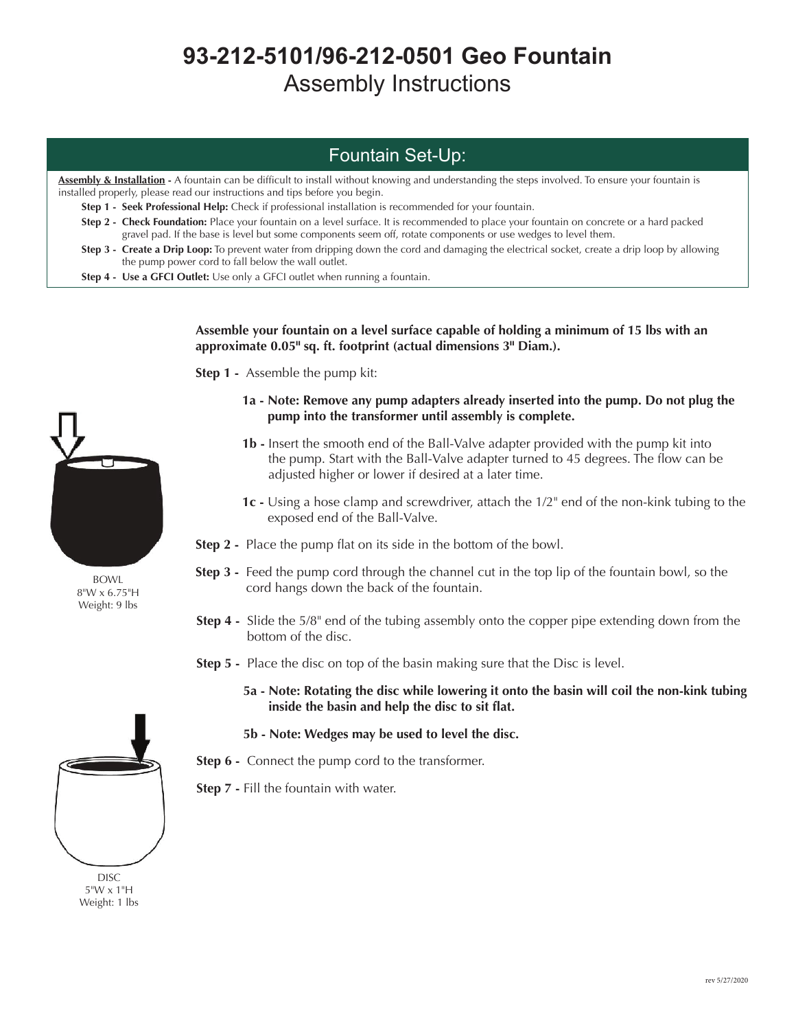# 93-212-5101/96-212-0501 Geo Fountain

## Assembly Instructions

### Fountain Set-Up:

**Assembly & Installation -** A fountain can be difficult to install without knowing and understanding the steps involved. To ensure your fountain is installed properly, please read our instructions and tips before you begin.

**Step 1 - Seek Professional Help:** Check if professional installation is recommended for your fountain.

**Step 2 - Check Foundation:** Place your fountain on a level surface. It is recommended to place your fountain on concrete or a hard packed gravel pad. If the base is level but some components seem off, rotate components or use wedges to level them.

**Step 3 - Create a Drip Loop:** To prevent water from dripping down the cord and damaging the electrical socket, create a drip loop by allowing the pump power cord to fall below the wall outlet.

**Step 4 - Use a GFCI Outlet:** Use only a GFCI outlet when running a fountain.

**Assemble your fountain on a level surface capable of holding a minimum of 15 lbs with an approximate 0.05" sq. ft. footprint (actual dimensions 3" Diam.).**

BOWL
8"W x 6.75"H
Weight: 9 lbs

DISC
5"W x 1"H
Weight: 1 lbs

**Step 1 -** Assemble the pump kit:

- **1a - Note: Remove any pump adapters already inserted into the pump. Do not plug the pump into the transformer until assembly is complete.**
- **1b -** Insert the smooth end of the Ball-Valve adapter provided with the pump kit into the pump. Start with the Ball-Valve adapter turned to 45 degrees. The flow can be adjusted higher or lower if desired at a later time.
- **1c -** Using a hose clamp and screwdriver, attach the 1/2" end of the non-kink tubing to the exposed end of the Ball-Valve.

**Step 2 -** Place the pump flat on its side in the bottom of the bowl.

**Step 3 -** Feed the pump cord through the channel cut in the top lip of the fountain bowl, so the cord hangs down the back of the fountain.

**Step 4 -** Slide the 5/8" end of the tubing assembly onto the copper pipe extending down from the bottom of the disc.

**Step 5 -** Place the disc on top of the basin making sure that the Disc is level.

- **5a - Note: Rotating the disc while lowering it onto the basin will coil the non-kink tubing inside the basin and help the disc to sit flat.**
- **5b - Note: Wedges may be used to level the disc.**

**Step 6 -** Connect the pump cord to the transformer.

**Step 7 -** Fill the fountain with water.

rev 5/27/2020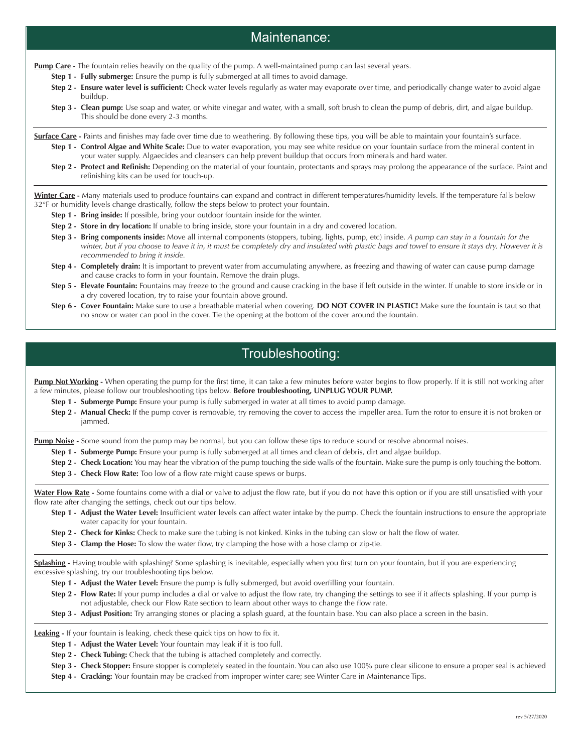## Maintenance:

**Pump Care -** The fountain relies heavily on the quality of the pump. A well-maintained pump can last several years.

- **Step 1 - Fully submerge:** Ensure the pump is fully submerged at all times to avoid damage.
- **Step 2 - Ensure water level is sufficient:** Check water levels regularly as water may evaporate over time, and periodically change water to avoid algae buildup.
- **Step 3 - Clean pump:** Use soap and water, or white vinegar and water, with a small, soft brush to clean the pump of debris, dirt, and algae buildup. This should be done every 2-3 months.

**Surface Care -** Paints and finishes may fade over time due to weathering. By following these tips, you will be able to maintain your fountain's surface.

- **Step 1 - Control Algae and White Scale:** Due to water evaporation, you may see white residue on your fountain surface from the mineral content in your water supply. Algaecides and cleansers can help prevent buildup that occurs from minerals and hard water.
- **Step 2 - Protect and Refinish:** Depending on the material of your fountain, protectants and sprays may prolong the appearance of the surface. Paint and refinishing kits can be used for touch-up.

**Winter Care -** Many materials used to produce fountains can expand and contract in different temperatures/humidity levels. If the temperature falls below 32°F or humidity levels change drastically, follow the steps below to protect your fountain.

- **Step 1 - Bring inside:** If possible, bring your outdoor fountain inside for the winter.
- **Step 2 - Store in dry location:** If unable to bring inside, store your fountain in a dry and covered location.
- **Step 3 - Bring components inside:** Move all internal components (stoppers, tubing, lights, pump, etc) inside. *A pump can stay in a fountain for the winter, but if you choose to leave it in, it must be completely dry and insulated with plastic bags and towel to ensure it stays dry. However it is recommended to bring it inside.*
- **Step 4 - Completely drain:** It is important to prevent water from accumulating anywhere, as freezing and thawing of water can cause pump damage and cause cracks to form in your fountain. Remove the drain plugs.
- **Step 5 - Elevate Fountain:** Fountains may freeze to the ground and cause cracking in the base if left outside in the winter. If unable to store inside or in a dry covered location, try to raise your fountain above ground.
- **Step 6 - Cover Fountain:** Make sure to use a breathable material when covering. **DO NOT COVER IN PLASTIC!** Make sure the fountain is taut so that no snow or water can pool in the cover. Tie the opening at the bottom of the cover around the fountain.

## Troubleshooting:

**Pump Not Working -** When operating the pump for the first time, it can take a few minutes before water begins to flow properly. If it is still not working after a few minutes, please follow our troubleshooting tips below. **Before troubleshooting, UNPLUG YOUR PUMP.**

- **Step 1 - Submerge Pump:** Ensure your pump is fully submerged in water at all times to avoid pump damage.
- **Step 2 - Manual Check:** If the pump cover is removable, try removing the cover to access the impeller area. Turn the rotor to ensure it is not broken or jammed.

**Pump Noise -** Some sound from the pump may be normal, but you can follow these tips to reduce sound or resolve abnormal noises.

- **Step 1 - Submerge Pump:** Ensure your pump is fully submerged at all times and clean of debris, dirt and algae buildup.
- **Step 2 - Check Location:** You may hear the vibration of the pump touching the side walls of the fountain. Make sure the pump is only touching the bottom.
- **Step 3 - Check Flow Rate:** Too low of a flow rate might cause spews or burps.

**Water Flow Rate -** Some fountains come with a dial or valve to adjust the flow rate, but if you do not have this option or if you are still unsatisfied with your flow rate after changing the settings, check out our tips below.

- **Step 1 - Adjust the Water Level:** Insufficient water levels can affect water intake by the pump. Check the fountain instructions to ensure the appropriate water capacity for your fountain.
- **Step 2 - Check for Kinks:** Check to make sure the tubing is not kinked. Kinks in the tubing can slow or halt the flow of water.
- **Step 3 - Clamp the Hose:** To slow the water flow, try clamping the hose with a hose clamp or zip-tie.

**Splashing -** Having trouble with splashing? Some splashing is inevitable, especially when you first turn on your fountain, but if you are experiencing excessive splashing, try our troubleshooting tips below.

- **Step 1 - Adjust the Water Level:** Ensure the pump is fully submerged, but avoid overfilling your fountain.
- **Step 2 - Flow Rate:** If your pump includes a dial or valve to adjust the flow rate, try changing the settings to see if it affects splashing. If your pump is not adjustable, check our Flow Rate section to learn about other ways to change the flow rate.
- **Step 3 - Adjust Position:** Try arranging stones or placing a splash guard, at the fountain base. You can also place a screen in the basin.

**Leaking -** If your fountain is leaking, check these quick tips on how to fix it.

- **Step 1 - Adjust the Water Level:** Your fountain may leak if it is too full.
- **Step 2 - Check Tubing:** Check that the tubing is attached completely and correctly.
- **Step 3 - Check Stopper:** Ensure stopper is completely seated in the fountain. You can also use 100% pure clear silicone to ensure a proper seal is achieved
- **Step 4 - Cracking:** Your fountain may be cracked from improper winter care; see Winter Care in Maintenance Tips.

rev 5/27/2020